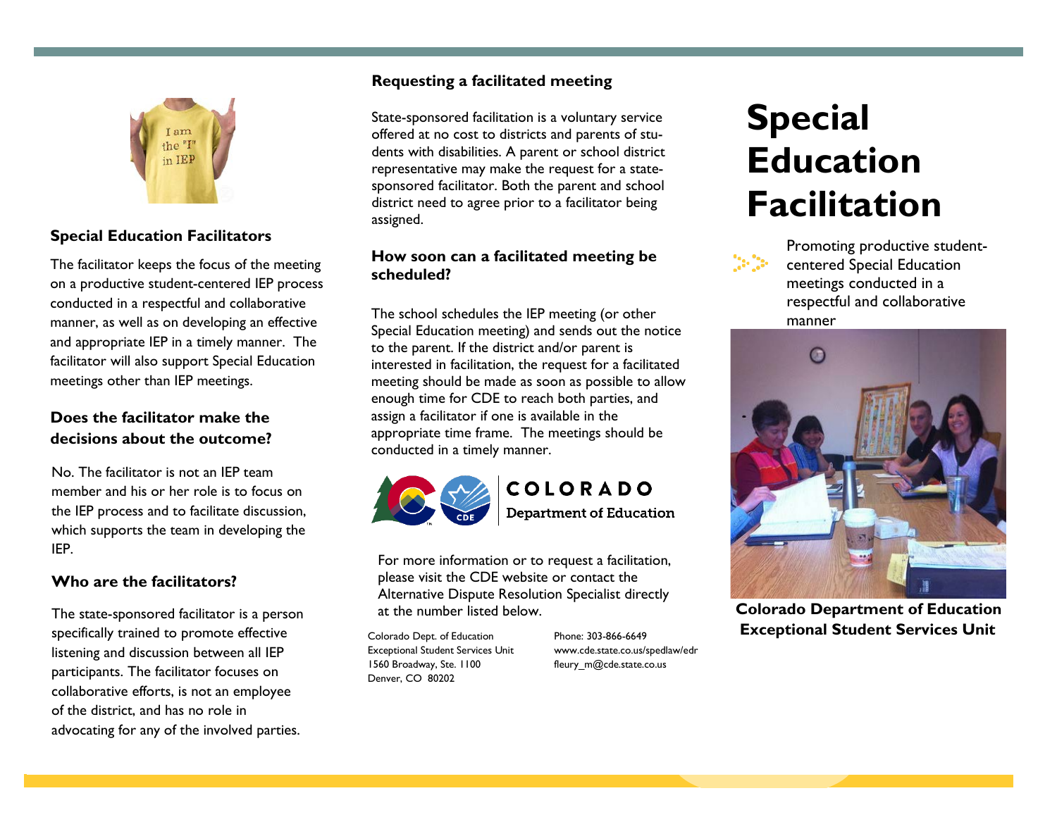## Special Education Facilitators

The facilitator keeps the focus of the meeting on a productive student-centered IEP process conducted in a respectful and collaborative manner, as well as on developing an effective and appropriate IEP in a timely manner. The facilitator will also support Special Education meetings other than IEP meetings.

## Does the facilitator make the decisions about the outcome?

No. The facilitator is not an IEP team member and his or her role is to focus on the IEP process and to facilitate discussion, which supports the team in developing the IEP.

## Who are the facilitators?

The state-sponsored facilitator is a person specifically trained to promote effective listening and discussion between all IEP participants. The facilitator focuses on collaborative efforts, is not an employee of the district, and has no role in advocating for any of the involved parties.

## Requesting a facilitated meeting

State-sponsored facilitation is a voluntary service offered at no cost to districts and parents of students with disabilities. A parent or school district representative may make the request for a state-sponsored facilitator. Both the parent and school district need to agree prior to a facilitator being assigned.

## How soon can a facilitated meeting be scheduled?

The school schedules the IEP meeting (or other Special Education meeting) and sends out the notice to the parent. If the district and/or parent is interested in facilitation, the request for a facilitated meeting should be made as soon as possible to allow enough time for CDE to reach both parties, and assign a facilitator if one is available in the appropriate time frame. The meetings should be conducted in a timely manner.

COLORADO
Department of Education

For more information or to request a facilitation, please visit the CDE website or contact the Alternative Dispute Resolution Specialist directly at the number listed below.

Colorado Dept. of Education
Exceptional Student Services Unit
1560 Broadway, Ste. 1100
Denver, CO 80202

Phone: 303-866-6649
www.cde.state.co.us/spedlaw/edr
fleury_m@cde.state.co.us

# Special Education Facilitation

Promoting productive student-centered Special Education meetings conducted in a respectful and collaborative manner

**Colorado Department of Education**
**Exceptional Student Services Unit**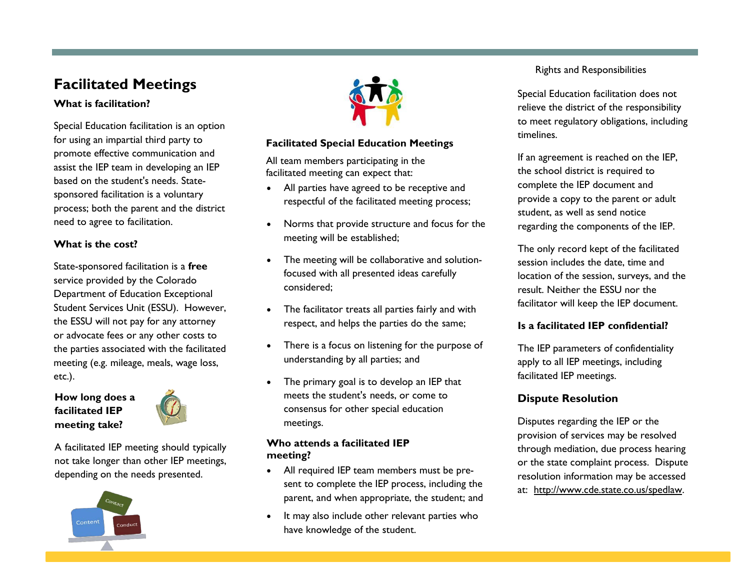# Facilitated Meetings

### What is facilitation?

Special Education facilitation is an option for using an impartial third party to promote effective communication and assist the IEP team in developing an IEP based on the student's needs. State-sponsored facilitation is a voluntary process; both the parent and the district need to agree to facilitation.

### What is the cost?

State-sponsored facilitation is a **free** service provided by the Colorado Department of Education Exceptional Student Services Unit (ESSU). However, the ESSU will not pay for any attorney or advocate fees or any other costs to the parties associated with the facilitated meeting (e.g. mileage, meals, wage loss, etc.).

### How long does a facilitated IEP meeting take?

A facilitated IEP meeting should typically not take longer than other IEP meetings, depending on the needs presented.

Contact

Content

Conduct

### Facilitated Special Education Meetings

All team members participating in the facilitated meeting can expect that:

- All parties have agreed to be receptive and respectful of the facilitated meeting process;
- Norms that provide structure and focus for the meeting will be established;
- The meeting will be collaborative and solution-focused with all presented ideas carefully considered;
- The facilitator treats all parties fairly and with respect, and helps the parties do the same;
- There is a focus on listening for the purpose of understanding by all parties; and
- The primary goal is to develop an IEP that meets the student's needs, or come to consensus for other special education meetings.

### Who attends a facilitated IEP meeting?

- All required IEP team members must be present to complete the IEP process, including the parent, and when appropriate, the student; and
- It may also include other relevant parties who have knowledge of the student.

Rights and Responsibilities

Special Education facilitation does not relieve the district of the responsibility to meet regulatory obligations, including timelines.

If an agreement is reached on the IEP, the school district is required to complete the IEP document and provide a copy to the parent or adult student, as well as send notice regarding the components of the IEP.

The only record kept of the facilitated session includes the date, time and location of the session, surveys, and the result. Neither the ESSU nor the facilitator will keep the IEP document.

### Is a facilitated IEP confidential?

The IEP parameters of confidentiality apply to all IEP meetings, including facilitated IEP meetings.

## Dispute Resolution

Disputes regarding the IEP or the provision of services may be resolved through mediation, due process hearing or the state complaint process. Dispute resolution information may be accessed at: http://www.cde.state.co.us/spedlaw.